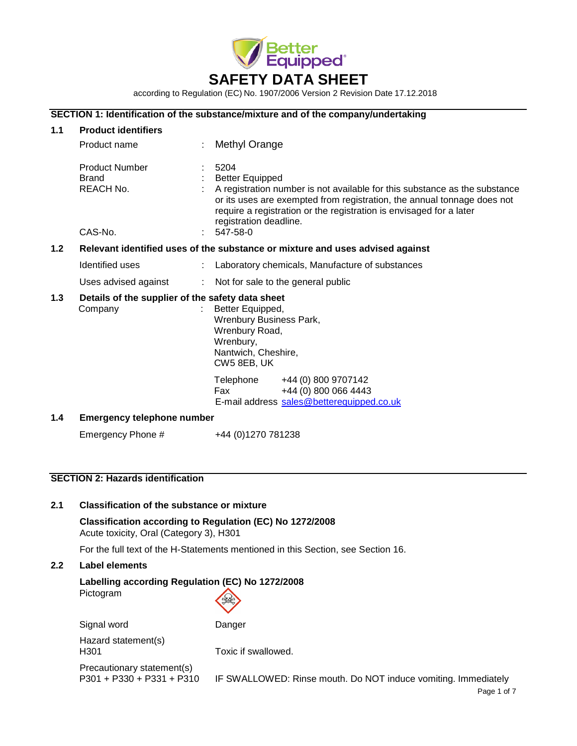# SAFETY DATA SHEET

according to Regulation (EC) No. 1907/2006 Version 2 Revision Date 17.12.2018

## SECTION 1: Identification of the substance/mixture and of the company/undertaking

### 1.1 Product identifiers

| | | |
|---|---|---|
| Product name | : | Methyl Orange |
| Product Number | : | 5204 |
| Brand | : | Better Equipped |
| REACH No. | : | A registration number is not available for this substance as the substance or its uses are exempted from registration, the annual tonnage does not require a registration or the registration is envisaged for a later registration deadline. |
| CAS-No. | : | 547-58-0 |

### 1.2 Relevant identified uses of the substance or mixture and uses advised against

| | | |
|---|---|---|
| Identified uses | : | Laboratory chemicals, Manufacture of substances |
| Uses advised against | : | Not for sale to the general public |

### 1.3 Details of the supplier of the safety data sheet

Company : Better Equipped,
Wrenbury Business Park,
Wrenbury Road,
Wrenbury,
Nantwich, Cheshire,
CW5 8EB, UK

Telephone +44 (0) 800 9707142
Fax +44 (0) 800 066 4443
E-mail address sales@betterequipped.co.uk

### 1.4 Emergency telephone number

Emergency Phone # +44 (0)1270 781238

## SECTION 2: Hazards identification

### 2.1 Classification of the substance or mixture

**Classification according to Regulation (EC) No 1272/2008**
Acute toxicity, Oral (Category 3), H301

For the full text of the H-Statements mentioned in this Section, see Section 16.

### 2.2 Label elements

**Labelling according Regulation (EC) No 1272/2008**

Pictogram

Signal word: Danger

Hazard statement(s)
H301 Toxic if swallowed.

Precautionary statement(s)
P301 + P330 + P331 + P310 IF SWALLOWED: Rinse mouth. Do NOT induce vomiting. Immediately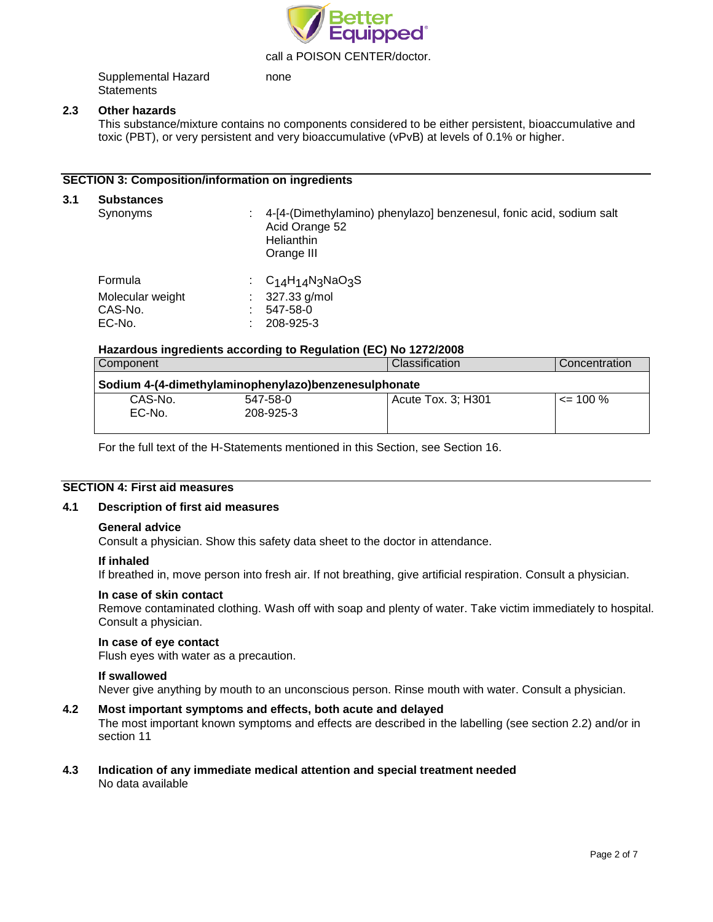call a POISON CENTER/doctor.

Supplemental Hazard Statements: none

### 2.3 Other hazards

This substance/mixture contains no components considered to be either persistent, bioaccumulative and toxic (PBT), or very persistent and very bioaccumulative (vPvB) at levels of 0.1% or higher.

## SECTION 3: Composition/information on ingredients

### 3.1 Substances

Synonyms : 4-[4-(Dimethylamino) phenylazo] benzenesul, fonic acid, sodium salt
Acid Orange 52
Helianthin
Orange III

Formula : $C_{14}H_{14}N_3NaO_3S$
Molecular weight : 327.33 g/mol
CAS-No. : 547-58-0
EC-No. : 208-925-3

**Hazardous ingredients according to Regulation (EC) No 1272/2008**

| Component | | Classification | Concentration |
|---|---|---|---|
| **Sodium 4-(4-dimethylaminophenylazo)benzenesulphonate** | | | |
| CAS-No.<br>EC-No. | 547-58-0<br>208-925-3 | Acute Tox. 3; H301 | <= 100 % |

For the full text of the H-Statements mentioned in this Section, see Section 16.

## SECTION 4: First aid measures

### 4.1 Description of first aid measures

**General advice**
Consult a physician. Show this safety data sheet to the doctor in attendance.

**If inhaled**
If breathed in, move person into fresh air. If not breathing, give artificial respiration. Consult a physician.

**In case of skin contact**
Remove contaminated clothing. Wash off with soap and plenty of water. Take victim immediately to hospital. Consult a physician.

**In case of eye contact**
Flush eyes with water as a precaution.

**If swallowed**
Never give anything by mouth to an unconscious person. Rinse mouth with water. Consult a physician.

### 4.2 Most important symptoms and effects, both acute and delayed

The most important known symptoms and effects are described in the labelling (see section 2.2) and/or in section 11

### 4.3 Indication of any immediate medical attention and special treatment needed

No data available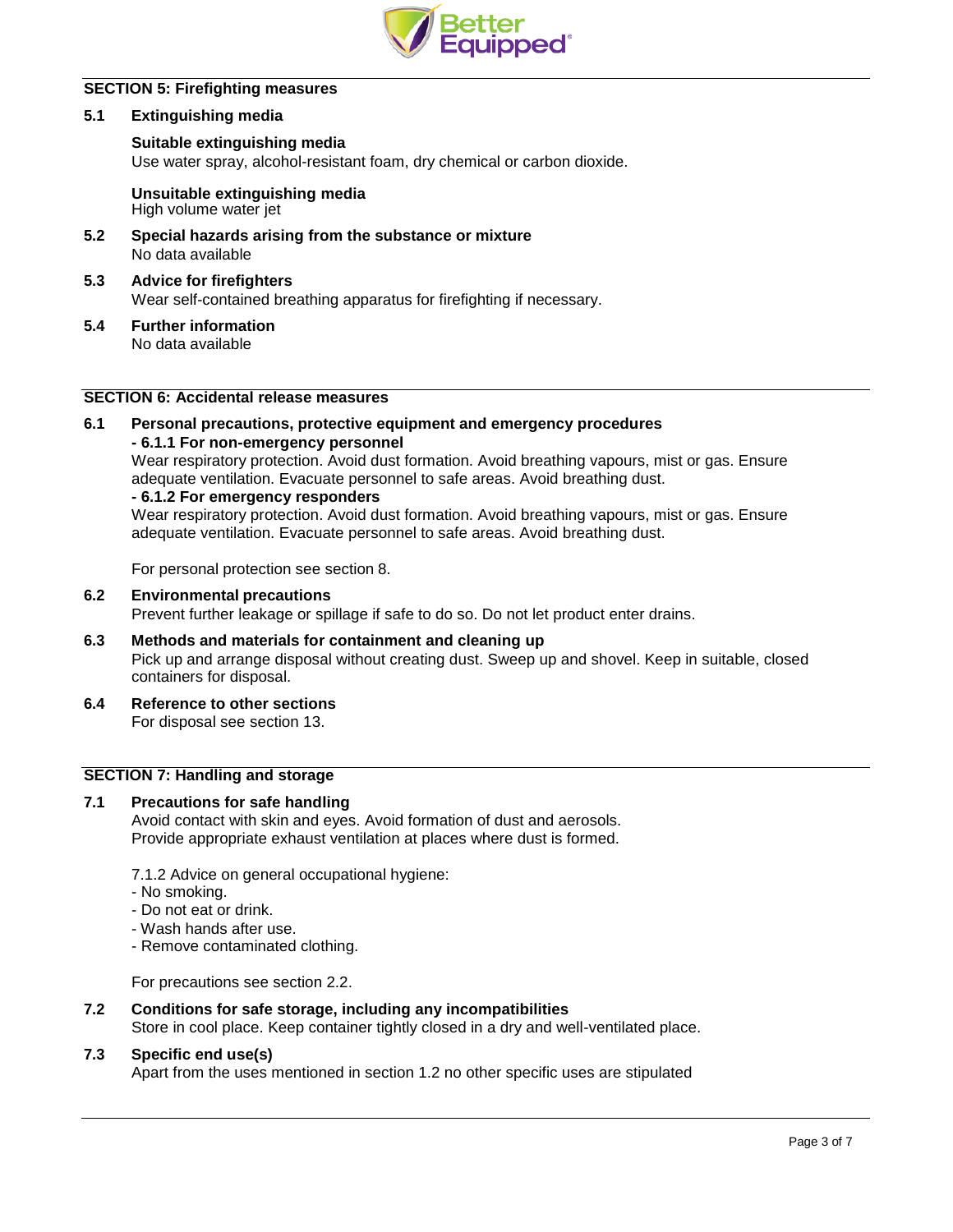## SECTION 5: Firefighting measures

### 5.1 Extinguishing media

**Suitable extinguishing media**
Use water spray, alcohol-resistant foam, dry chemical or carbon dioxide.

**Unsuitable extinguishing media**
High volume water jet

### 5.2 Special hazards arising from the substance or mixture
No data available

### 5.3 Advice for firefighters
Wear self-contained breathing apparatus for firefighting if necessary.

### 5.4 Further information
No data available

## SECTION 6: Accidental release measures

### 6.1 Personal precautions, protective equipment and emergency procedures

**- 6.1.1 For non-emergency personnel**
Wear respiratory protection. Avoid dust formation. Avoid breathing vapours, mist or gas. Ensure adequate ventilation. Evacuate personnel to safe areas. Avoid breathing dust.

**- 6.1.2 For emergency responders**
Wear respiratory protection. Avoid dust formation. Avoid breathing vapours, mist or gas. Ensure adequate ventilation. Evacuate personnel to safe areas. Avoid breathing dust.

For personal protection see section 8.

### 6.2 Environmental precautions
Prevent further leakage or spillage if safe to do so. Do not let product enter drains.

### 6.3 Methods and materials for containment and cleaning up
Pick up and arrange disposal without creating dust. Sweep up and shovel. Keep in suitable, closed containers for disposal.

### 6.4 Reference to other sections
For disposal see section 13.

## SECTION 7: Handling and storage

### 7.1 Precautions for safe handling
Avoid contact with skin and eyes. Avoid formation of dust and aerosols.
Provide appropriate exhaust ventilation at places where dust is formed.

7.1.2 Advice on general occupational hygiene:
- No smoking.
- Do not eat or drink.
- Wash hands after use.
- Remove contaminated clothing.

For precautions see section 2.2.

### 7.2 Conditions for safe storage, including any incompatibilities
Store in cool place. Keep container tightly closed in a dry and well-ventilated place.

### 7.3 Specific end use(s)
Apart from the uses mentioned in section 1.2 no other specific uses are stipulated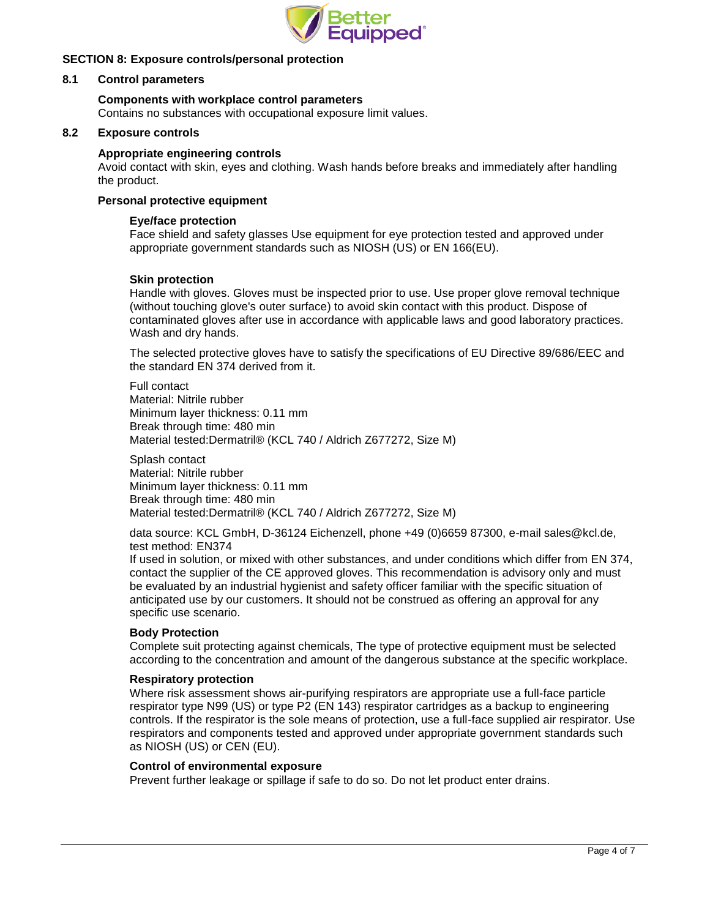## SECTION 8: Exposure controls/personal protection

### 8.1 Control parameters

**Components with workplace control parameters**

Contains no substances with occupational exposure limit values.

### 8.2 Exposure controls

**Appropriate engineering controls**

Avoid contact with skin, eyes and clothing. Wash hands before breaks and immediately after handling the product.

**Personal protective equipment**

**Eye/face protection**

Face shield and safety glasses Use equipment for eye protection tested and approved under appropriate government standards such as NIOSH (US) or EN 166(EU).

**Skin protection**

Handle with gloves. Gloves must be inspected prior to use. Use proper glove removal technique (without touching glove's outer surface) to avoid skin contact with this product. Dispose of contaminated gloves after use in accordance with applicable laws and good laboratory practices. Wash and dry hands.

The selected protective gloves have to satisfy the specifications of EU Directive 89/686/EEC and the standard EN 374 derived from it.

Full contact
Material: Nitrile rubber
Minimum layer thickness: 0.11 mm
Break through time: 480 min
Material tested:Dermatril® (KCL 740 / Aldrich Z677272, Size M)

Splash contact
Material: Nitrile rubber
Minimum layer thickness: 0.11 mm
Break through time: 480 min
Material tested:Dermatril® (KCL 740 / Aldrich Z677272, Size M)

data source: KCL GmbH, D-36124 Eichenzell, phone +49 (0)6659 87300, e-mail sales@kcl.de, test method: EN374
If used in solution, or mixed with other substances, and under conditions which differ from EN 374, contact the supplier of the CE approved gloves. This recommendation is advisory only and must be evaluated by an industrial hygienist and safety officer familiar with the specific situation of anticipated use by our customers. It should not be construed as offering an approval for any specific use scenario.

**Body Protection**

Complete suit protecting against chemicals, The type of protective equipment must be selected according to the concentration and amount of the dangerous substance at the specific workplace.

**Respiratory protection**

Where risk assessment shows air-purifying respirators are appropriate use a full-face particle respirator type N99 (US) or type P2 (EN 143) respirator cartridges as a backup to engineering controls. If the respirator is the sole means of protection, use a full-face supplied air respirator. Use respirators and components tested and approved under appropriate government standards such as NIOSH (US) or CEN (EU).

**Control of environmental exposure**

Prevent further leakage or spillage if safe to do so. Do not let product enter drains.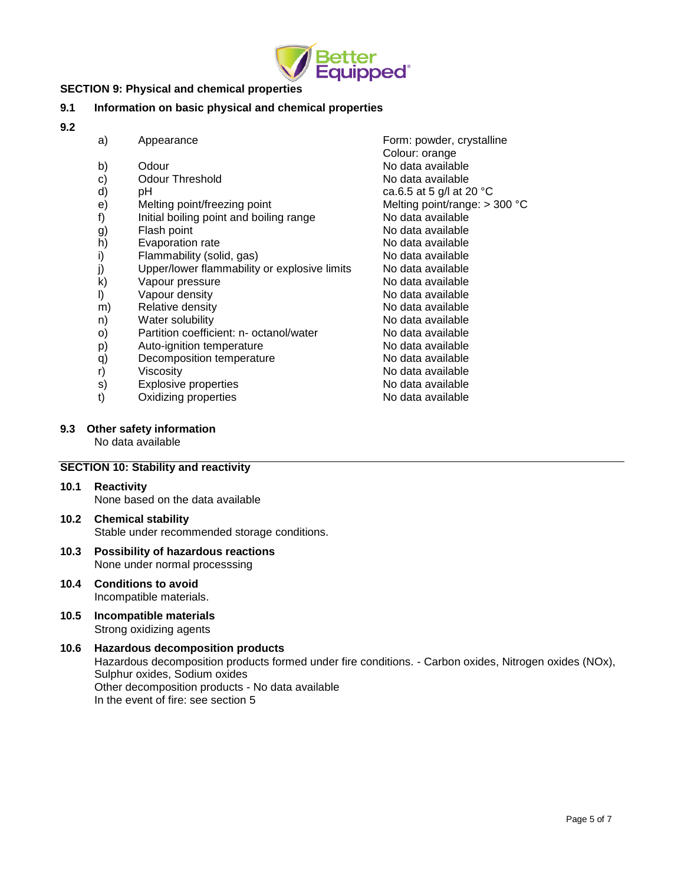## SECTION 9: Physical and chemical properties

### 9.1 Information on basic physical and chemical properties

### 9.2

| | | |
|---|---|---|
| a) | Appearance | Form: powder, crystalline<br>Colour: orange |
| b) | Odour | No data available |
| c) | Odour Threshold | No data available |
| d) | pH | ca.6.5 at 5 g/l at 20 °C |
| e) | Melting point/freezing point | Melting point/range: > 300 °C |
| f) | Initial boiling point and boiling range | No data available |
| g) | Flash point | No data available |
| h) | Evaporation rate | No data available |
| i) | Flammability (solid, gas) | No data available |
| j) | Upper/lower flammability or explosive limits | No data available |
| k) | Vapour pressure | No data available |
| l) | Vapour density | No data available |
| m) | Relative density | No data available |
| n) | Water solubility | No data available |
| o) | Partition coefficient: n- octanol/water | No data available |
| p) | Auto-ignition temperature | No data available |
| q) | Decomposition temperature | No data available |
| r) | Viscosity | No data available |
| s) | Explosive properties | No data available |
| t) | Oxidizing properties | No data available |

### 9.3 Other safety information

No data available

## SECTION 10: Stability and reactivity

### 10.1 Reactivity

None based on the data available

### 10.2 Chemical stability

Stable under recommended storage conditions.

### 10.3 Possibility of hazardous reactions

None under normal processsing

### 10.4 Conditions to avoid

Incompatible materials.

### 10.5 Incompatible materials

Strong oxidizing agents

### 10.6 Hazardous decomposition products

Hazardous decomposition products formed under fire conditions. - Carbon oxides, Nitrogen oxides (NOx), Sulphur oxides, Sodium oxides
Other decomposition products - No data available
In the event of fire: see section 5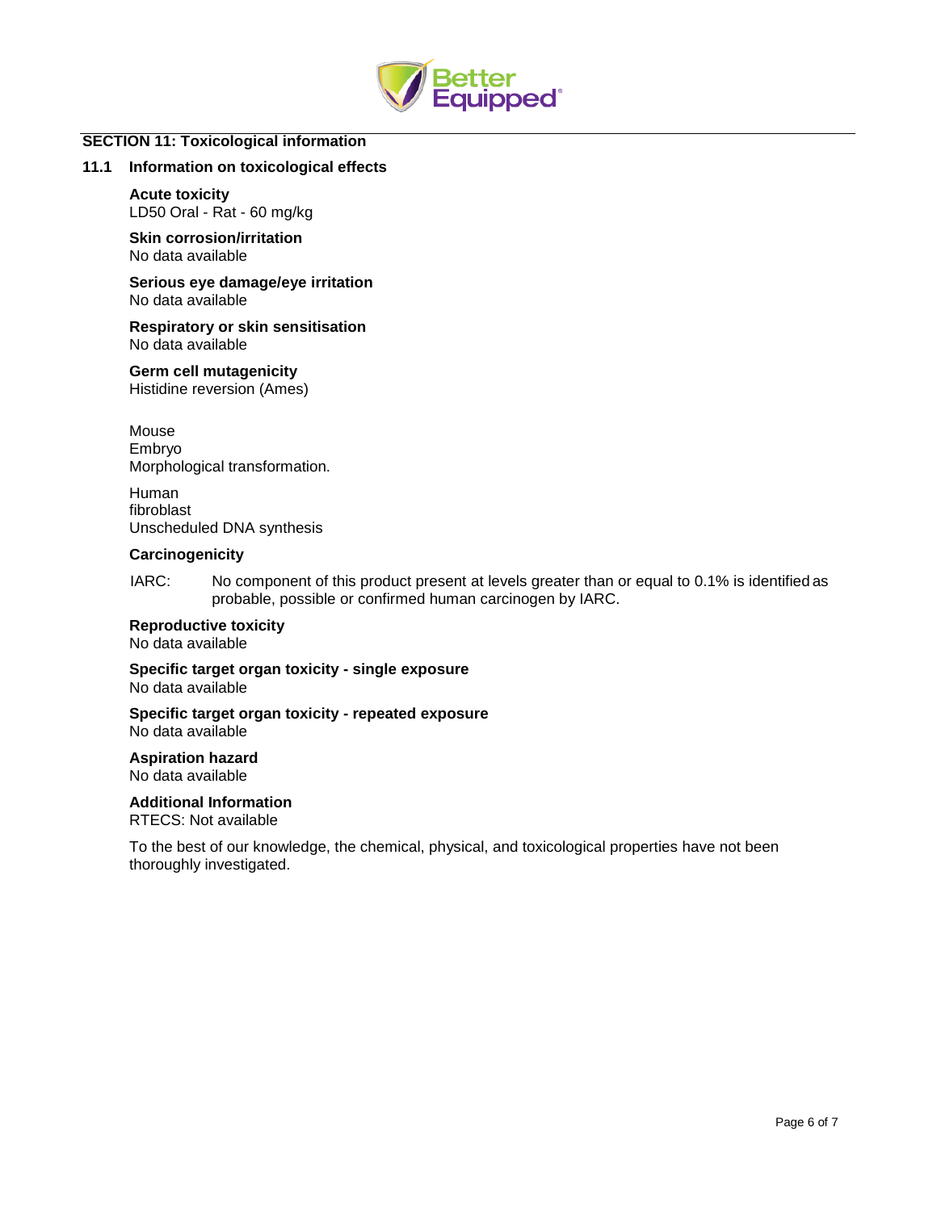## SECTION 11: Toxicological information

### 11.1 Information on toxicological effects

**Acute toxicity**
LD50 Oral - Rat - 60 mg/kg

**Skin corrosion/irritation**
No data available

**Serious eye damage/eye irritation**
No data available

**Respiratory or skin sensitisation**
No data available

**Germ cell mutagenicity**
Histidine reversion (Ames)

Mouse
Embryo
Morphological transformation.

Human
fibroblast
Unscheduled DNA synthesis

**Carcinogenicity**

IARC: No component of this product present at levels greater than or equal to 0.1% is identified as probable, possible or confirmed human carcinogen by IARC.

**Reproductive toxicity**
No data available

**Specific target organ toxicity - single exposure**
No data available

**Specific target organ toxicity - repeated exposure**
No data available

**Aspiration hazard**
No data available

**Additional Information**
RTECS: Not available

To the best of our knowledge, the chemical, physical, and toxicological properties have not been thoroughly investigated.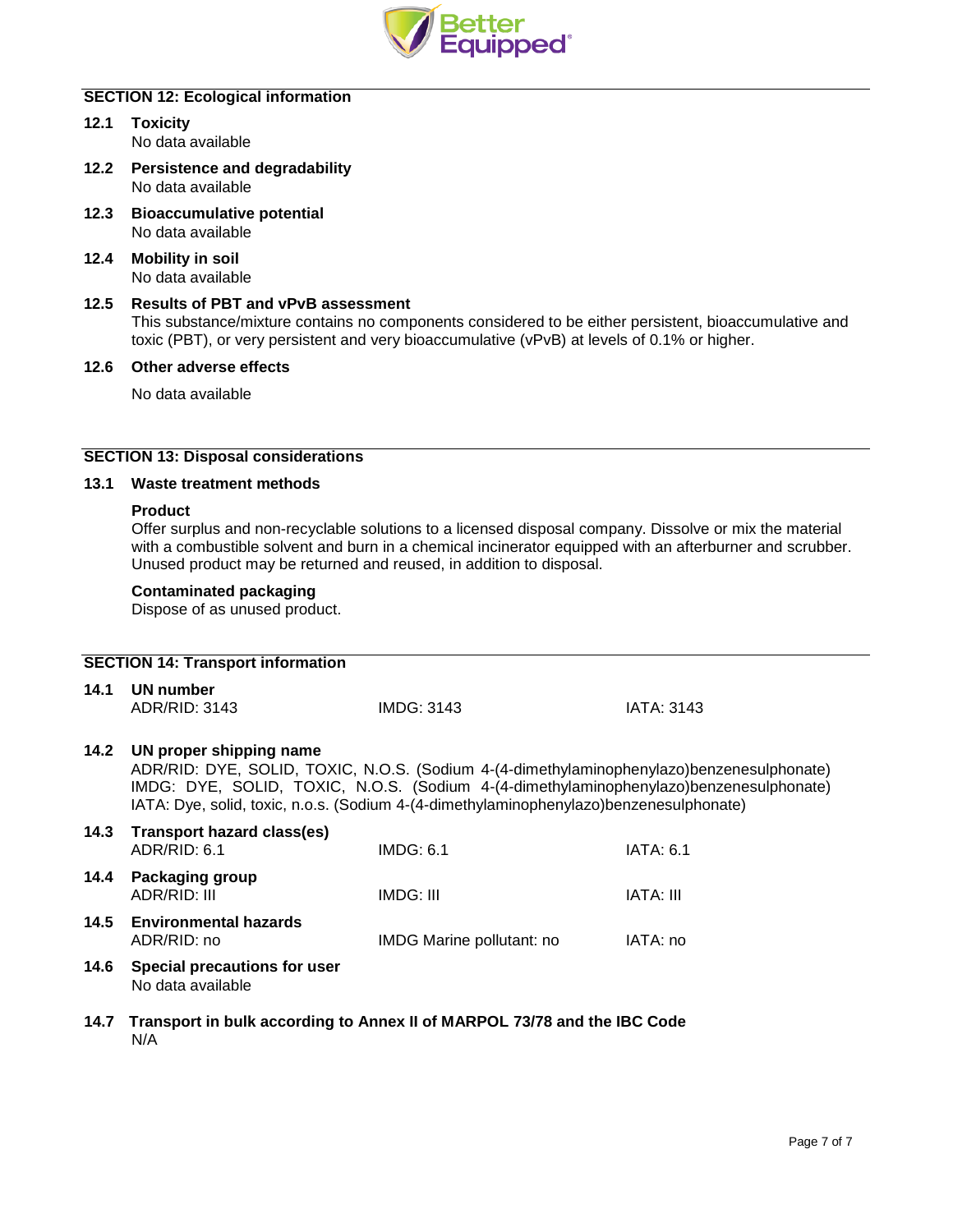## SECTION 12: Ecological information

### 12.1 Toxicity

No data available

### 12.2 Persistence and degradability

No data available

### 12.3 Bioaccumulative potential

No data available

### 12.4 Mobility in soil

No data available

### 12.5 Results of PBT and vPvB assessment

This substance/mixture contains no components considered to be either persistent, bioaccumulative and toxic (PBT), or very persistent and very bioaccumulative (vPvB) at levels of 0.1% or higher.

### 12.6 Other adverse effects

No data available

## SECTION 13: Disposal considerations

### 13.1 Waste treatment methods

**Product**

Offer surplus and non-recyclable solutions to a licensed disposal company. Dissolve or mix the material with a combustible solvent and burn in a chemical incinerator equipped with an afterburner and scrubber. Unused product may be returned and reused, in addition to disposal.

**Contaminated packaging**

Dispose of as unused product.

## SECTION 14: Transport information

### 14.1 UN number

| ADR/RID: 3143 | IMDG: 3143 | IATA: 3143 |
|---|---|---|

### 14.2 UN proper shipping name

ADR/RID: DYE, SOLID, TOXIC, N.O.S. (Sodium 4-(4-dimethylaminophenylazo)benzenesulphonate)
IMDG: DYE, SOLID, TOXIC, N.O.S. (Sodium 4-(4-dimethylaminophenylazo)benzenesulphonate)
IATA: Dye, solid, toxic, n.o.s. (Sodium 4-(4-dimethylaminophenylazo)benzenesulphonate)

### 14.3 Transport hazard class(es)

| ADR/RID: 6.1 | IMDG: 6.1 | IATA: 6.1 |
|---|---|---|

### 14.4 Packaging group

| ADR/RID: III | IMDG: III | IATA: III |
|---|---|---|

### 14.5 Environmental hazards

| ADR/RID: no | IMDG Marine pollutant: no | IATA: no |
|---|---|---|

### 14.6 Special precautions for user

No data available

### 14.7 Transport in bulk according to Annex II of MARPOL 73/78 and the IBC Code

N/A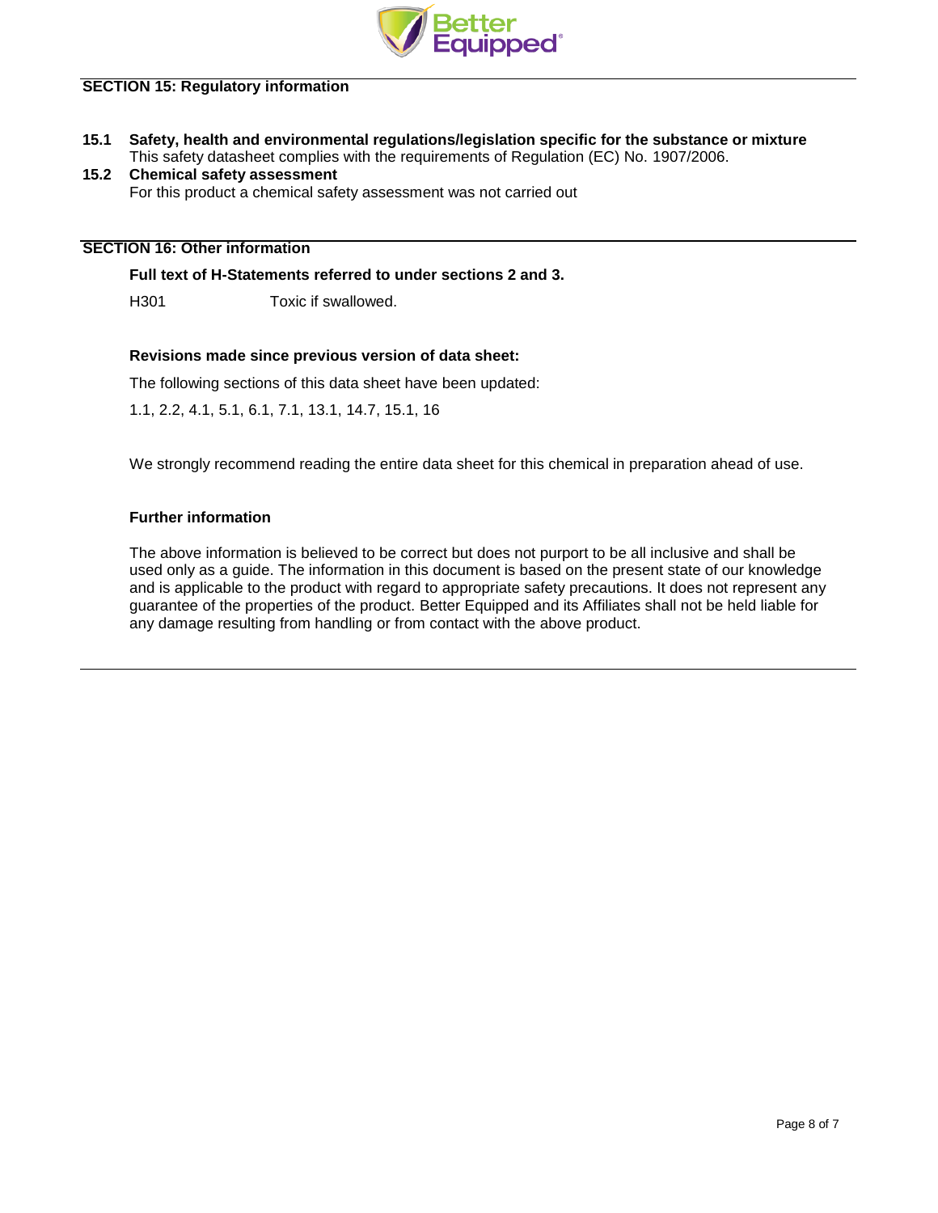## SECTION 15: Regulatory information

**15.1 Safety, health and environmental regulations/legislation specific for the substance or mixture**
This safety datasheet complies with the requirements of Regulation (EC) No. 1907/2006.

**15.2 Chemical safety assessment**
For this product a chemical safety assessment was not carried out

## SECTION 16: Other information

**Full text of H-Statements referred to under sections 2 and 3.**

| | |
|---|---|
| H301 | Toxic if swallowed. |

**Revisions made since previous version of data sheet:**

The following sections of this data sheet have been updated:

1.1, 2.2, 4.1, 5.1, 6.1, 7.1, 13.1, 14.7, 15.1, 16

We strongly recommend reading the entire data sheet for this chemical in preparation ahead of use.

**Further information**

The above information is believed to be correct but does not purport to be all inclusive and shall be used only as a guide. The information in this document is based on the present state of our knowledge and is applicable to the product with regard to appropriate safety precautions. It does not represent any guarantee of the properties of the product. Better Equipped and its Affiliates shall not be held liable for any damage resulting from handling or from contact with the above product.